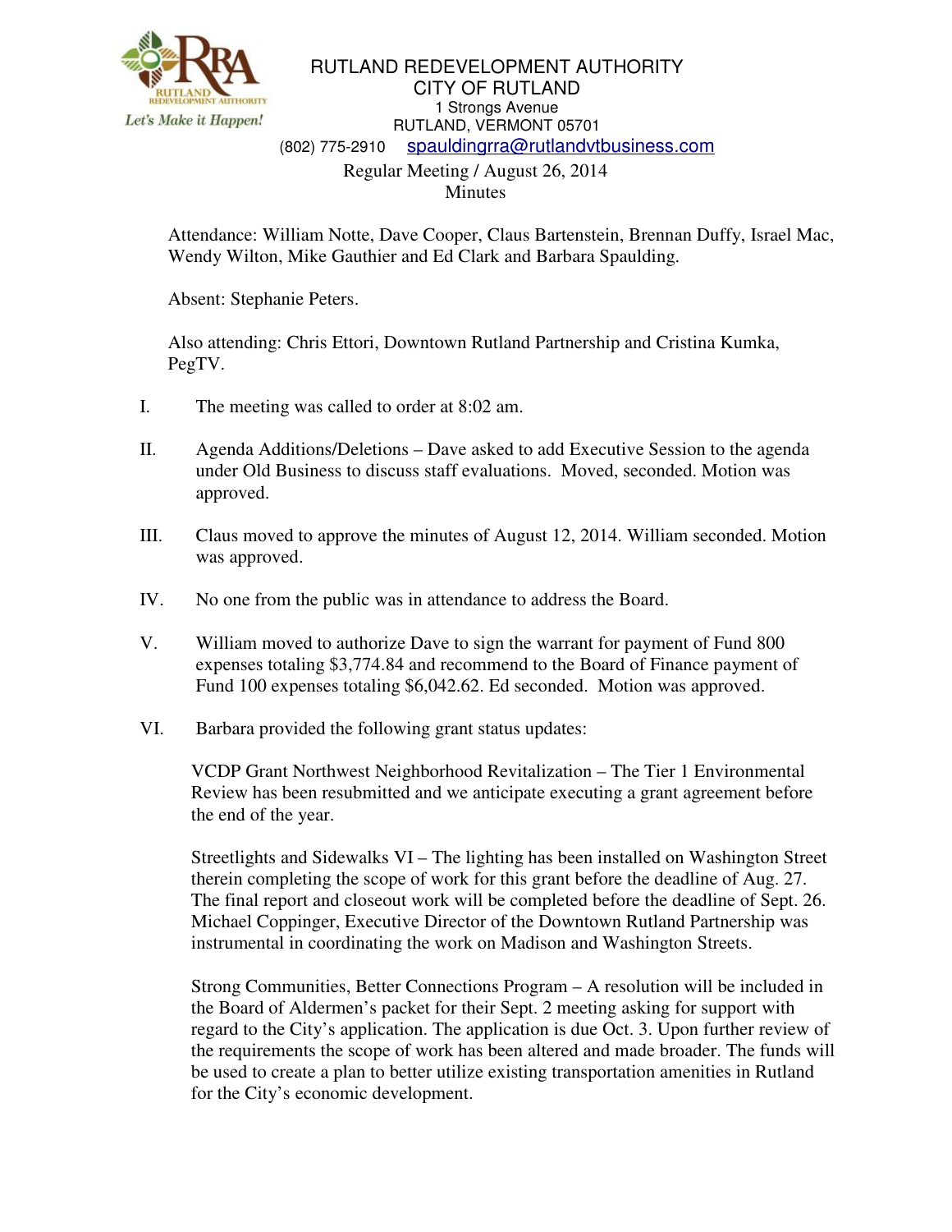# RUTLAND REDEVELOPMENT AUTHORITY

## CITY OF RUTLAND

1 Strongs Avenue
RUTLAND, VERMONT 05701
(802) 775-2910 spauldingrra@rutlandvtbusiness.com

Regular Meeting / August 26, 2014
Minutes

Attendance: William Notte, Dave Cooper, Claus Bartenstein, Brennan Duffy, Israel Mac, Wendy Wilton, Mike Gauthier and Ed Clark and Barbara Spaulding.

Absent: Stephanie Peters.

Also attending: Chris Ettori, Downtown Rutland Partnership and Cristina Kumka, PegTV.

I. The meeting was called to order at 8:02 am.

II. Agenda Additions/Deletions – Dave asked to add Executive Session to the agenda under Old Business to discuss staff evaluations. Moved, seconded. Motion was approved.

III. Claus moved to approve the minutes of August 12, 2014. William seconded. Motion was approved.

IV. No one from the public was in attendance to address the Board.

V. William moved to authorize Dave to sign the warrant for payment of Fund 800 expenses totaling $3,774.84 and recommend to the Board of Finance payment of Fund 100 expenses totaling $6,042.62. Ed seconded. Motion was approved.

VI. Barbara provided the following grant status updates:

VCDP Grant Northwest Neighborhood Revitalization – The Tier 1 Environmental Review has been resubmitted and we anticipate executing a grant agreement before the end of the year.

Streetlights and Sidewalks VI – The lighting has been installed on Washington Street therein completing the scope of work for this grant before the deadline of Aug. 27. The final report and closeout work will be completed before the deadline of Sept. 26. Michael Coppinger, Executive Director of the Downtown Rutland Partnership was instrumental in coordinating the work on Madison and Washington Streets.

Strong Communities, Better Connections Program – A resolution will be included in the Board of Aldermen's packet for their Sept. 2 meeting asking for support with regard to the City's application. The application is due Oct. 3. Upon further review of the requirements the scope of work has been altered and made broader. The funds will be used to create a plan to better utilize existing transportation amenities in Rutland for the City's economic development.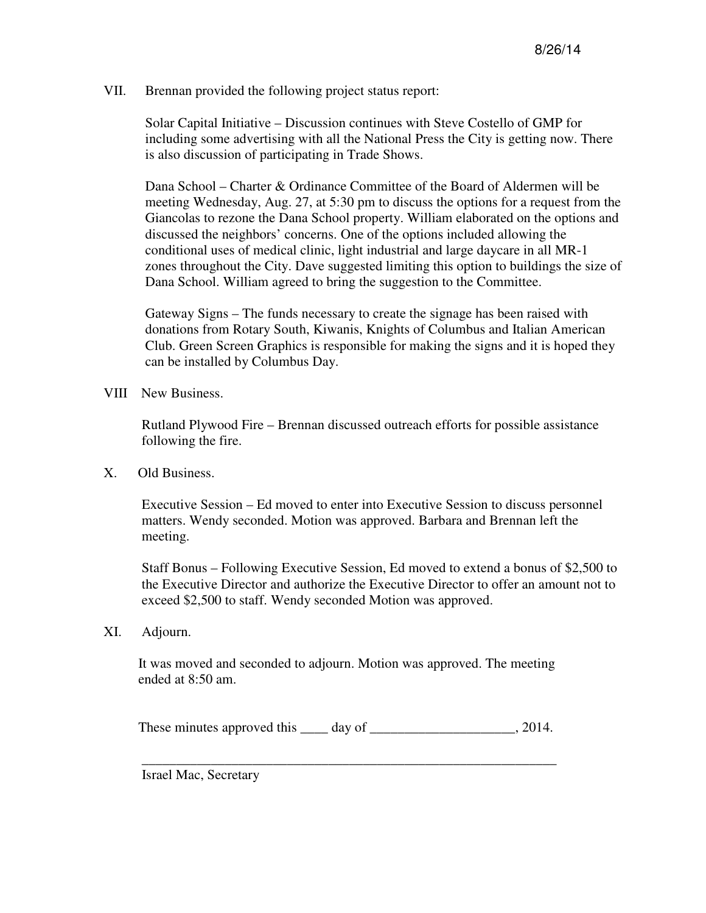VII. Brennan provided the following project status report:

Solar Capital Initiative – Discussion continues with Steve Costello of GMP for including some advertising with all the National Press the City is getting now. There is also discussion of participating in Trade Shows.

Dana School – Charter & Ordinance Committee of the Board of Aldermen will be meeting Wednesday, Aug. 27, at 5:30 pm to discuss the options for a request from the Giancolas to rezone the Dana School property. William elaborated on the options and discussed the neighbors' concerns. One of the options included allowing the conditional uses of medical clinic, light industrial and large daycare in all MR-1 zones throughout the City. Dave suggested limiting this option to buildings the size of Dana School. William agreed to bring the suggestion to the Committee.

Gateway Signs – The funds necessary to create the signage has been raised with donations from Rotary South, Kiwanis, Knights of Columbus and Italian American Club. Green Screen Graphics is responsible for making the signs and it is hoped they can be installed by Columbus Day.

VIII New Business.

Rutland Plywood Fire – Brennan discussed outreach efforts for possible assistance following the fire.

X. Old Business.

Executive Session – Ed moved to enter into Executive Session to discuss personnel matters. Wendy seconded. Motion was approved. Barbara and Brennan left the meeting.

Staff Bonus – Following Executive Session, Ed moved to extend a bonus of $2,500 to the Executive Director and authorize the Executive Director to offer an amount not to exceed $2,500 to staff. Wendy seconded Motion was approved.

XI. Adjourn.

It was moved and seconded to adjourn. Motion was approved. The meeting ended at 8:50 am.

These minutes approved this ____ day of ____________________, 2014.

_______________________________________________________________

Israel Mac, Secretary